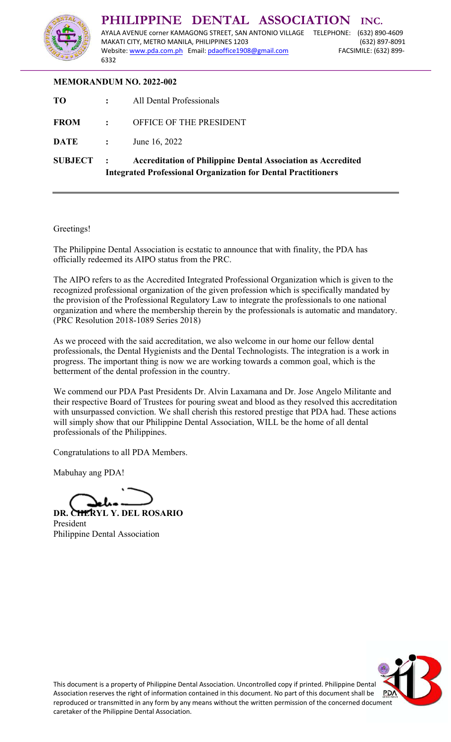# PHILIPPINE DENTAL ASSOCIATION INC.

AYALA AVENUE corner KAMAGONG STREET, SAN ANTONIO VILLAGE TELEPHONE: (632) 890-4609
MAKATI CITY, METRO MANILA, PHILIPPINES 1203 (632) 897-8091
Website: www.pda.com.ph Email: pdaoffice1908@gmail.com FACSIMILE: (632) 899-6332

**MEMORANDUM NO. 2022-002**

| | | |
|---|---|---|
| **TO** | : | All Dental Professionals |
| **FROM** | : | OFFICE OF THE PRESIDENT |
| **DATE** | : | June 16, 2022 |
| **SUBJECT** | : | **Accreditation of Philippine Dental Association as Accredited Integrated Professional Organization for Dental Practitioners** |

Greetings!

The Philippine Dental Association is ecstatic to announce that with finality, the PDA has officially redeemed its AIPO status from the PRC.

The AIPO refers to as the Accredited Integrated Professional Organization which is given to the recognized professional organization of the given profession which is specifically mandated by the provision of the Professional Regulatory Law to integrate the professionals to one national organization and where the membership therein by the professionals is automatic and mandatory. (PRC Resolution 2018-1089 Series 2018)

As we proceed with the said accreditation, we also welcome in our home our fellow dental professionals, the Dental Hygienists and the Dental Technologists. The integration is a work in progress. The important thing is now we are working towards a common goal, which is the betterment of the dental profession in the country.

We commend our PDA Past Presidents Dr. Alvin Laxamana and Dr. Jose Angelo Militante and their respective Board of Trustees for pouring sweat and blood as they resolved this accreditation with unsurpassed conviction. We shall cherish this restored prestige that PDA had. These actions will simply show that our Philippine Dental Association, WILL be the home of all dental professionals of the Philippines.

Congratulations to all PDA Members.

Mabuhay ang PDA!

**DR. CHERYL Y. DEL ROSARIO**
President
Philippine Dental Association

This document is a property of Philippine Dental Association. Uncontrolled copy if printed. Philippine Dental Association reserves the right of information contained in this document. No part of this document shall be reproduced or transmitted in any form by any means without the written permission of the concerned document caretaker of the Philippine Dental Association.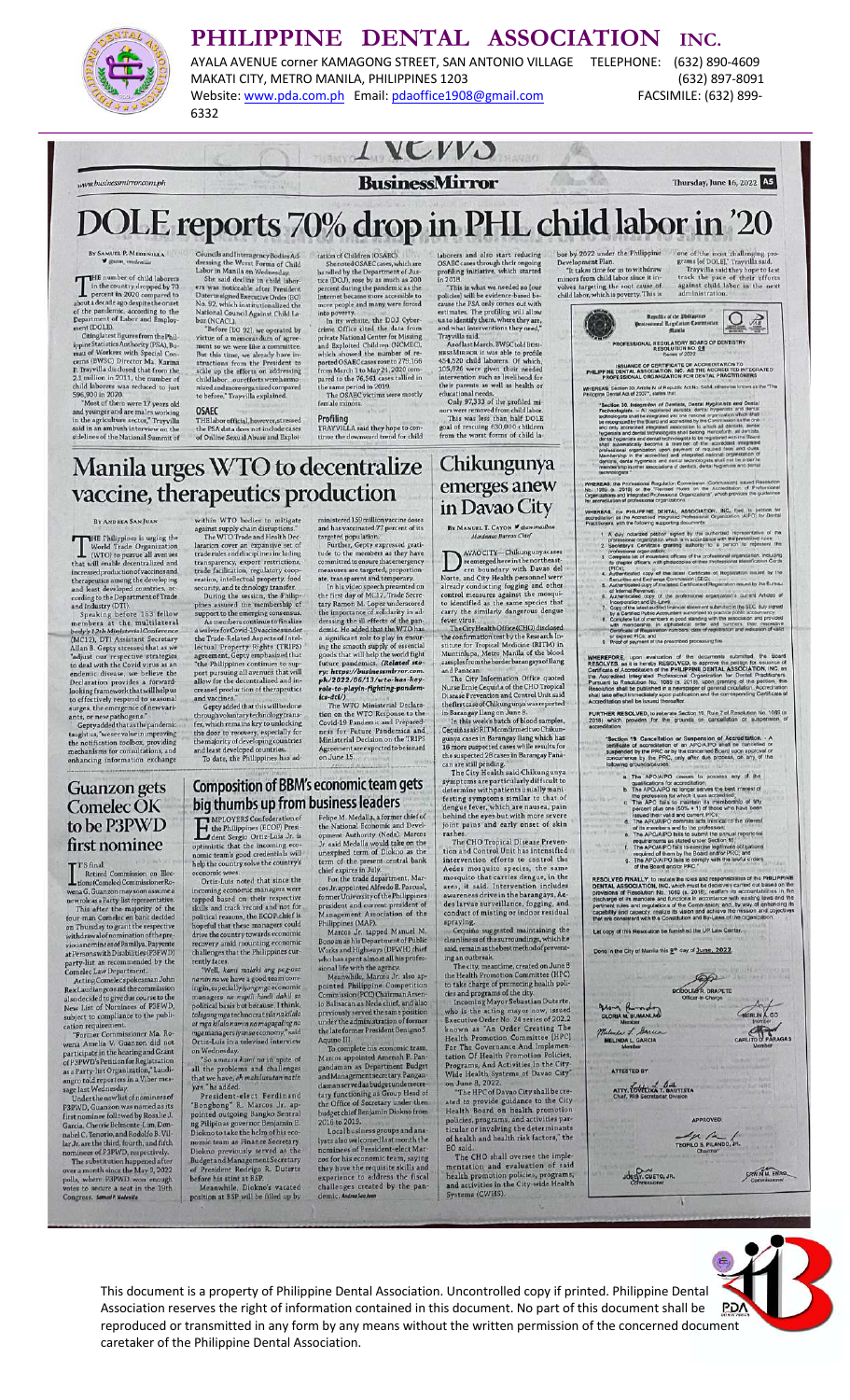# PHILIPPINE DENTAL ASSOCIATION INC.

AYALA AVENUE corner KAMAGONG STREET, SAN ANTONIO VILLAGE TELEPHONE: (632) 890-4609
MAKATI CITY, METRO MANILA, PHILIPPINES 1203 (632) 897-8091
Website: www.pda.com.ph Email: pdaoffice1908@gmail.com FACSIMILE: (632) 899-6332

News

BusinessMirror

Thursday, June 16, 2022 A5

# DOLE reports 70% drop in PHL child labor in '20

By Samuel P. Medenilla

THE number of child laborers in the country dropped by 70 percent in 2020 compared to about a decade ago despite the onset of the pandemic, according to the Department of Labor and Employment (DOLE).

Citing latest figures from the Philippine Statistics Authority (PSA), Bureau of Workers with Special Concerns (BWSC) Director Ma. Karina P. Trayvilla disclosed that from the 2.1 million in 2011, the number of child laborers was reduced to just 596,000 in 2020.

"Most of them were 17 years old and younger and are males working in the agriculture sector," Trayvilla said in an ambush interview on the sidelines of the National Summit of Councils and Interagency Bodies Addressing the Worst Forms of Child Labor in Manila on Wednesday.

She said the decline in child laborers was noticeable after President Duterte signed Executive Order (EO) No. 92, which institutionalized the National Council Against Child Labor (NCACL).

"Before [EO 92], we operated by virtue of a memorandum of agreement so we were like a committee. But this time, we already have instructions from the President to scale up the efforts on addressing child labor...our efforts were harmonized and more organized compared to before," Trayvilla explained.

## OSAEC

THE labor official, however, stressed the PSA data does not include cases of Online Sexual Abuse and Exploitation of Children (OSAEC).

She noted OSAEC cases, which are handled by the Department of Justice (DOJ), rose by as much as 200 percent during the pandemic as the Internet became more accessible to more people and many were forced into poverty.

In its website, the DOJ Cybercrime Office cited the data from private National Center for Missing and Exploited Children (NCMEC), which showed the number of reported OSAEC cases rose to 279,166 from March 1 to May 24, 2020 compared to the 76,561 cases tallied in the same period in 2019.

The OSAEC victims were mostly female minors.

## Profiling

TRAYVILLA said they hope to continue the downward trend for child laborers and also start reducing OSAEC cases through their ongoing profiling initiative, which started in 2018.

"This is what we needed so [our policies] will be evidence-based because the PSA only comes out with estimates. The profiling will allow us to identify them, where they are, and what interventions they need," Trayvilla said.

As of last March, BWSC told BusinessMirror it was able to profile 454,520 child laborers. Of which, 105,826 were given their needed intervention such as livelihood for their parents as well as health or educational needs.

Only 97,333 of the profiled minors were removed from child labor.

This was less than half DOLE goal of rescuing 630,000 children from the worst forms of child labor by 2022 under the Philippine Development Plan.

"It takes time for us to withdraw minors from child labor since it involves targeting the root cause of child labor, which is poverty. This is one of the most challenging programs [of DOLE]," Trayvilla said.

Trayvilla said they hope to fast track the pace of their efforts against child labor in the next administration.

# Manila urges WTO to decentralize vaccine, therapeutics production

By Andrea San Juan

THE Philippines is urging the World Trade Organization (WTO) to pursue all avenues that will enable decentralized and increased production of vaccines and therapeutics among the developing and least developed countries, according to the Department of Trade and Industry (DTI).

Speaking before 163 fellow members at the multilateral body's 12th Ministerial Conference (MC12), DTI Assistant Secretary Allan B. Gepty stressed that as we "adjust our respective strategies to deal with the Covid virus as an endemic disease, we believe the Declaration provides a forward-looking framework that will help us to effectively respond to seasonal surges, the emergence of new variants, or new pandemics."

Gepty added that as the pandemic taught us, "we see value in improving the notification toolbox, providing mechanisms for consultations, and enhancing information exchange within WTO bodies to mitigate against supply chain disruptions."

The WTO Trade and Health Declaration covers an expansive set of trade rules and disciplines including transparency, export restrictions, trade facilitation, regulatory cooperation, intellectual property, food security, and technology transfer.

During the session, the Philippines assured the membership of support to the emerging consensus.

As members continue to finalize a waiver for Covid-19 vaccine under the Trade-Related Aspects of Intellectual Property Rights (TRIPS) agreement, Gepty emphasized that "the Philippines continues to support pursuing all avenues that will allow for the decentralized and increased production of therapeutics and vaccines."

Gepty added that this will be done through voluntary technology transfer, which remains key to unlocking the door to recovery, especially for the majority of developing countries and least developed countries.

To date, the Philippines has administered 150 million vaccine doses and has vaccinated 77 percent of its targeted population.

Further, Gepty expressed gratitude to the members as they have committed to ensure that emergency measures are targeted, proportionate, transparent and temporary.

In his video speech presented on the first day of MC12, Trade Secretary Ramon M. Lopez underscored the importance of solidarity in addressing the ill effects of the pandemic. He added that the WTO has a significant role to play in ensuring the smooth supply of essential goods that will help the world fight future pandemics. *(Related story: https://businessmirror.com.ph/2022/06/13/wto-has-key-role-to-play-in-fighting-pandemics-dti/)*

The WTO Ministerial Declaration on the WTO Response to the Covid-19 Pandemic and Preparedness for Future Pandemics and Ministerial Decision on the TRIPS Agreement are expected to be issued on June 15.

# Guanzon gets Comelec OK to be P3PWD first nominee

IT'S final.

Retired Commission on Elections (Comelec) Commissioner Rowena G. Guanzon may soon assume a new role as a Party-list representative.

This after the majority of the four-man Comelec en banc decided on Thursday to grant the respective withdrawal of nomination of the previous nominees of Pamilya, Payyente at Persons with Disabilities (P3PWD) party-list as recommended by the Comelec Law Department.

Acting Comelec spokesman John Rex Laudiangco said the commission also decided to give due course to the New List of Nominees of P3PWD, subject to compliance to the publication requirement.

"Former Commissioner Ma. Rowena Amelia V. Guanzon did not participate in the hearing and Grant of P3PWD's Petition for Registration as a Party-list Organization," Laudiangco told reporters in a Viber message last Wednesday.

Under the new list of nominees of P3PWD, Guanzon was named as its first nominee followed by Rosalie J. Garcia, Cherrie Belmonte-Lim, Donnabel C. Tenorio, and Rodolfo B. Villar Jr. are the third, fourth, and fifth nominees of P3PWD, respectively.

The substitution happened after over a month since the May 9, 2022 polls, where P3PWD won enough votes to secure a seat in the 19th Congress. *Samuel P. Medenilla*

# Composition of BBM's economic team gets big thumbs up from business leaders

EMPLOYERS Confederation of the Philippines (ECOP) President Sergio Ortiz-Luis Jr. is optimistic that the incoming economic team's good credentials will help the country solve the country's economic woes.

Ortiz-Luis noted that since the incoming economic managers were tapped based on their respective skills and track record and not for political reasons, the ECOP chief is hopeful that these managers could drive the country towards economic recovery amid mounting economic challenges that the Philippines currently faces.

"Well, *kami maski ang pag-asa namin na wa, kasi* a good team coming in, especially *yung magiging economic manager, na mapili hindi dahil sa* political basis but because I think, *talagang my tamang tao talaga na kakilala at mga kilala namin na magagaling na mga managers ng ating* economy," said Ortiz-Luis in a televised interview on Wednesday.

"So *umaasa kami na* in spite of all the problems and challenges that we have, *eh malalampasan natin yan*," he added.

President-elect Ferdinand "Bongbong" R. Marcos Jr. appointed outgoing Bangko Sentral ng Pilipinas governor Benjamin E. Diokno to take the helm of his economic team as Finance Secretary. Diokno previously served as the Budget and Management Secretary of President Rodrigo R. Duterte before his stint at BSP.

Meanwhile, Diokno's vacated position at BSP will be filled up by Felipe M. Medalla, a former chief of the National Economic and Development Authority (Neda). Marcos Jr. said Medalla would take on the unexpired term of Diokno as the term of the present central bank chief expires in July.

For the trade department, Marcos Jr. appointed Alfredo E. Pascual, former University of the Philippines president and current president of Management Association of the Philippines (MAP).

Marcos Jr. tapped Manuel M. Bonoan as his Department of Public Works and Highways (DPWH) chief who has spent almost all his professional life with the agency.

Meanwhile, Marcos Jr. also appointed Philippine Competition Commission (PCC) Chairman Arsenio Balisacan as Neda chief, and who previously served the same position under the administration of former the late former President Benigno S. Aquino III.

To complete his economic team, Marcos appointed Amenah F. Pangandaman as Department Budget and Management secretary. Pangandaman served as budget undersecretary functioning as Group Head of the Office of Secretary under then budget chief Benjamin Diokno from 2016 to 2019.

Local business groups and analysts also welcomed last month the nominees of President-elect Marcos for his economic team, saying they have the requisite skills and experience to address the fiscal challenges created by the pandemic. *Andrea San Juan*

# Chikungunya emerges anew in Davao City

By Manuel T. Cayon *Mindanao Bureau Chief*

DAVAO CITY—Chikungunya cases re-emerged here in the northeastern boundary with Davao del Norte, and City Health personnel were already conducting fogging and other control measures against the mosquito identified as the same species that carry the similarly dangerous dengue fever virus.

The City Health Office (CHO) disclosed the confirmation by the Research Institute for Tropical Medicine (RITM) in Muntinlupa, Metro Manila of the blood samples from the border barangays of Ilang and Panacan.

The City Information Office quoted Nurse Ernie Ceguita of the CHO Tropical Disease Prevention and Control Unit said the first case of Chikungunya was reported in Barangay Ilang on June 8.

"In this week's batch of blood samples, Ceguita said RITM confirmed two Chikungunya cases in Barangay Ilang which has 16 more suspected cases while results for the suspected 28 cases in Barangay Panacan are still pending.

The City Health said Chikungunya symptoms are particularly difficult to determine with patients usually manifesting symptoms similar to that of dengue fever, which are nausea, pain behind the eyes but with more severe joint pains and early onset of skin rashes.

The CHO Tropical Disease Prevention and Control Unit has intensified intervention efforts to control the Aedes mosquito species, the same mosquito that carries dengue, in the area, it said. Intervention includes awareness drive in the barangays, Aedes larvae surveillance, fogging, and conduct of misting or indoor residual spraying.

Ceguita suggested maintaining the cleanliness of the surroundings, which he said, remains as the best method of preventing an outbreak.

The city, meantime, created on June 8 the Health Promotion Committee (HPC) to take charge of promoting health policies and programs of the city.

Incoming Mayor Sebastian Duterte, who is the acting mayor now, issued Executive Order No. 24 series of 2022 known as "An Order Creating The Health Promotion Committee [HPC] For The Governance And Implementation Of Health Promotion Policies, Programs, And Activities in the City-Wide Health Systems of Davao City" on June 8, 2022.

"The HPC of Davao City shall be created to provide guidance to the City Health Board on health promotion policies, programs, and activities particular involving the determinants of health and health risk factors," the EO said.

The CHO shall oversee the implementation and evaluation of said health promotion policies, programs, and activities in the City-wide Health Systems (CWHS).

Republic of the Philippines
Professional Regulation Commission
Manila

PROFESSIONAL REGULATORY BOARD OF DENTISTRY
RESOLUTION NO. 08
Series of 2022

ISSUANCE OF CERTIFICATE OF ACCREDITATION TO PHILIPPINE DENTAL ASSOCIATION, INC. AS THE ACCREDITED INTEGRATED PROFESSIONAL ORGANIZATION FOR DENTAL PRACTITIONERS

WHEREAS, Section 30, Article IV of Republic Act No. 9484, otherwise known as the "The Philippine Dental Act of 2007", states that:

"Section 30. Integration of Dentists, Dental Hygienists and Dental Technologists. – All registered dentists, dental hygienists and dental technologists shall be integrated into one national organization which shall be recognized by the Board and accredited by the Commission as the one and only accredited integrated association to which all dentists, dental hygienists and dental technologists shall belong. Henceforth, all dentists, dental hygienists and dental technologists who are registered with the Board shall automatically become a member of the accredited integrated professional organization which shall enjoy all the rights and privileges ... professional organization upon payment of required fees and dues. Membership in the accredited and integrated national organization of dentists, dental hygienists and dental technologists shall not be a bar to membership in other associations of dentists, dental hygienists and dental technologists."

WHEREAS, the Professional Regulation Commission (Commission) issued Resolution No. 1089 (s. 2018) or the "Revised Rules on the Accreditation of Professional Organizations and Integrated Professional Organizations", which provides the guidelines for accreditation of professional organizations;

WHEREAS, the PHILIPPINE DENTAL ASSOCIATION, INC. filed its petition for accreditation as the Accredited Integrated Professional Organization (AIPO) for Dental Practitioners with the following supporting documents:

1. A duly notarized petition signed by the authorized representative of the professional organization which is in accordance with the prescribed rules;
2. Secretary's Certificate granting authority to a person to represent the professional organization;
3. Complete list of incumbent officers of the professional organization, including its chapter officers, with photocopies of their Professional Identification Cards (PIC);
4. Authenticated copy of the latest Certificate of Registration issued by the Securities and Exchange Commission (SEC);
5. Authenticated copy of the latest Certificate of Registration issued by the Bureau of Internal Revenue;
6. Authenticated copy of the professional organization's current Articles of Incorporation and By-Laws;
7. Copy of the latest audited financial statements submitted to the SEC, duly signed by a Certified Public Accountant accredited to practice public accountancy;
8. Complete list of members in good standing with the association and provided with membership in alphabetical order with numbers, and respective Certificate of Registration numbers, date of registration and indication of valid or expired PICs; and
9. Proof of payment of the prescribed processing fee.

WHEREFORE, upon evaluation of the documents submitted, the Board RESOLVES, as it is hereby RESOLVED, to approve the petition for issuance of Certificate of Accreditation of the PHILIPPINE DENTAL ASSOCIATION, INC. as the Accredited Integrated Professional Organization for Dental Practitioners. Pursuant to Resolution No. 1089 (s. 2018), upon granting of the petition, this Resolution shall be published in a newspaper of general circulation. Accreditation shall take effect immediately upon publication and the corresponding Certificate of Accreditation shall be issued thereafter.

FURTHER RESOLVED, to reiterate Section 19, Rule 7 of Resolution No. 1089 (s. 2018) which provides for the grounds on cancellation or suspension of accreditation:

"Section 19. Cancellation or Suspension of Accreditation. – A certificate of accreditation of an APO/AIPO shall be cancelled or suspended by the PRC or by the concerned Board upon approval or concurrence by the PRC, only after due process, on any of the following grounds/causes:

a. The APO/AIPO ceases to possess any of the qualifications for accreditation;
b. The APO/AIPO no longer serves the best interest of the profession for which it was accredited;
c. The APO fails to maintain its membership of fifty percent plus one (50% + 1) of those who have been issued their valid and current PICs;
d. The APO/AIPO commits acts inimical to the interest of its members and/or the profession;
e. The APO/AIPO fails to submit the annual reportorial requirements as stated under Section 16;
f. The APO/AIPO fails to render legitimate professional services required of them by the Board and/or PRC; and
g. The APO/AIPO fails to comply with the lawful orders of the Board and/or PRC."

RESOLVED FINALLY, to restate the roles and responsibilities of the PHILIPPINE DENTAL ASSOCIATION, INC. which must be discharged under and based on the provisions of Resolution No. 1089 (s. 2018), reaffirm its accountabilities in the discharge of its mandate and functions in accordance with existing laws and the pertinent rules and regulations of the Commission and, by way of enhancing its capability and capacity, realize its vision and achieve its mission and objectives that are consistent with the Constitution and By-Laws of the organization.

Let copy of this Resolution be furnished the LIP Law Center.

Done in the City of Manila this 8th day of June, 2022.

BODOLFO R. DRAPETE
Officer-in-Charge

GLORIA M. ALMANZAR
Member

MERLIN A. GO
Member

MELINDA L. GARCIA
Member

CARLITO U. PARAGAS
Member

ATTESTED BY:

ATTY. LOVELINA T. BAUTISTA
Chief, PRB Secretariat Division

APPROVED:

TEOFILO S. PILANDO, JR.
Chairman

JOEL Y. CUETO, JR.
Commissioner

ERWIN M. ENAD
Commissioner

This document is a property of Philippine Dental Association. Uncontrolled copy if printed. Philippine Dental Association reserves the right of information contained in this document. No part of this document shall be reproduced or transmitted in any form by any means without the written permission of the concerned document caretaker of the Philippine Dental Association.